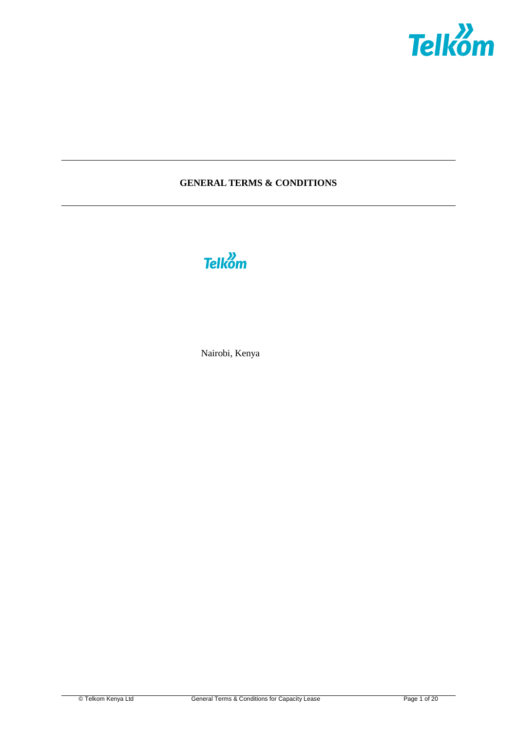# GENERAL TERMS & CONDITIONS

Nairobi, Kenya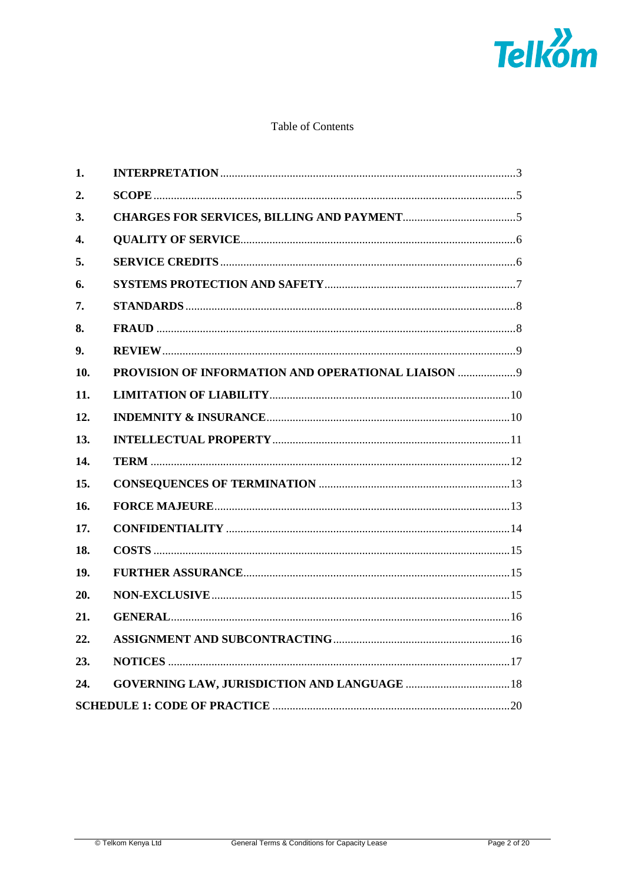Table of Contents

| | | |
|---|---|---|
| **1.** | **INTERPRETATION** | 3 |
| **2.** | **SCOPE** | 5 |
| **3.** | **CHARGES FOR SERVICES, BILLING AND PAYMENT** | 5 |
| **4.** | **QUALITY OF SERVICE** | 6 |
| **5.** | **SERVICE CREDITS** | 6 |
| **6.** | **SYSTEMS PROTECTION AND SAFETY** | 7 |
| **7.** | **STANDARDS** | 8 |
| **8.** | **FRAUD** | 8 |
| **9.** | **REVIEW** | 9 |
| **10.** | **PROVISION OF INFORMATION AND OPERATIONAL LIAISON** | 9 |
| **11.** | **LIMITATION OF LIABILITY** | 10 |
| **12.** | **INDEMNITY & INSURANCE** | 10 |
| **13.** | **INTELLECTUAL PROPERTY** | 11 |
| **14.** | **TERM** | 12 |
| **15.** | **CONSEQUENCES OF TERMINATION** | 13 |
| **16.** | **FORCE MAJEURE** | 13 |
| **17.** | **CONFIDENTIALITY** | 14 |
| **18.** | **COSTS** | 15 |
| **19.** | **FURTHER ASSURANCE** | 15 |
| **20.** | **NON-EXCLUSIVE** | 15 |
| **21.** | **GENERAL** | 16 |
| **22.** | **ASSIGNMENT AND SUBCONTRACTING** | 16 |
| **23.** | **NOTICES** | 17 |
| **24.** | **GOVERNING LAW, JURISDICTION AND LANGUAGE** | 18 |
| **SCHEDULE 1: CODE OF PRACTICE** | | 20 |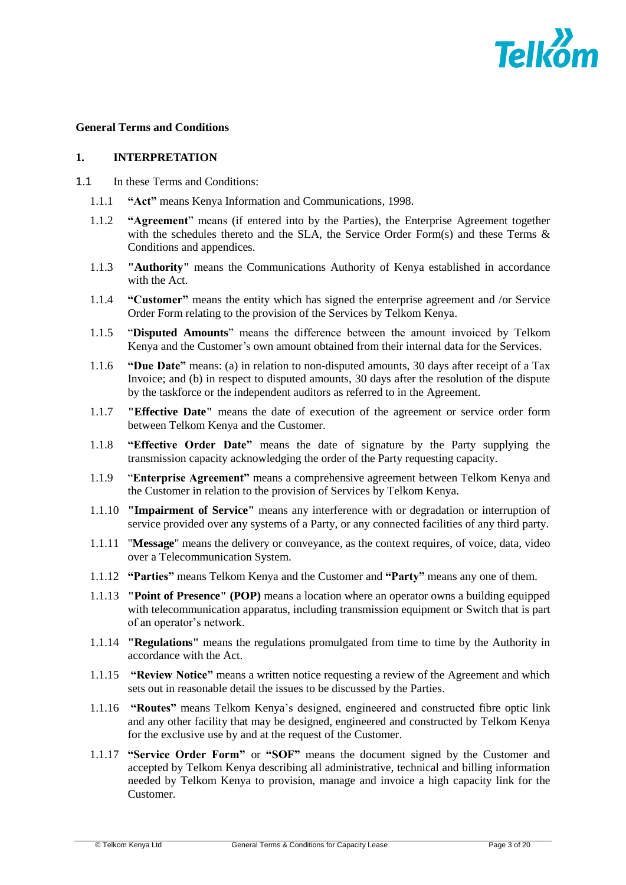**General Terms and Conditions**

## 1. INTERPRETATION

1.1 In these Terms and Conditions:

1.1.1 **"Act"** means Kenya Information and Communications, 1998.

1.1.2 **"Agreement"** means (if entered into by the Parties), the Enterprise Agreement together with the schedules thereto and the SLA, the Service Order Form(s) and these Terms & Conditions and appendices.

1.1.3 **"Authority"** means the Communications Authority of Kenya established in accordance with the Act.

1.1.4 **"Customer"** means the entity which has signed the enterprise agreement and /or Service Order Form relating to the provision of the Services by Telkom Kenya.

1.1.5 "**Disputed Amounts**" means the difference between the amount invoiced by Telkom Kenya and the Customer's own amount obtained from their internal data for the Services.

1.1.6 **"Due Date"** means: (a) in relation to non-disputed amounts, 30 days after receipt of a Tax Invoice; and (b) in respect to disputed amounts, 30 days after the resolution of the dispute by the taskforce or the independent auditors as referred to in the Agreement.

1.1.7 **"Effective Date"** means the date of execution of the agreement or service order form between Telkom Kenya and the Customer.

1.1.8 **"Effective Order Date"** means the date of signature by the Party supplying the transmission capacity acknowledging the order of the Party requesting capacity.

1.1.9 "**Enterprise Agreement"** means a comprehensive agreement between Telkom Kenya and the Customer in relation to the provision of Services by Telkom Kenya.

1.1.10 **"Impairment of Service"** means any interference with or degradation or interruption of service provided over any systems of a Party, or any connected facilities of any third party.

1.1.11 "**Message**" means the delivery or conveyance, as the context requires, of voice, data, video over a Telecommunication System.

1.1.12 **"Parties"** means Telkom Kenya and the Customer and **"Party"** means any one of them.

1.1.13 **"Point of Presence" (POP)** means a location where an operator owns a building equipped with telecommunication apparatus, including transmission equipment or Switch that is part of an operator's network.

1.1.14 **"Regulations"** means the regulations promulgated from time to time by the Authority in accordance with the Act.

1.1.15 **"Review Notice"** means a written notice requesting a review of the Agreement and which sets out in reasonable detail the issues to be discussed by the Parties.

1.1.16 **"Routes"** means Telkom Kenya's designed, engineered and constructed fibre optic link and any other facility that may be designed, engineered and constructed by Telkom Kenya for the exclusive use by and at the request of the Customer.

1.1.17 **"Service Order Form"** or **"SOF"** means the document signed by the Customer and accepted by Telkom Kenya describing all administrative, technical and billing information needed by Telkom Kenya to provision, manage and invoice a high capacity link for the Customer.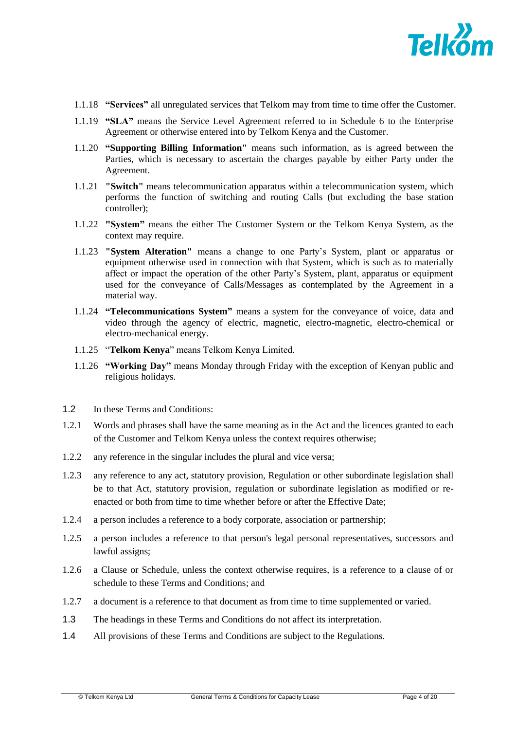1.1.18 **"Services"** all unregulated services that Telkom may from time to time offer the Customer.

1.1.19 **"SLA"** means the Service Level Agreement referred to in Schedule 6 to the Enterprise Agreement or otherwise entered into by Telkom Kenya and the Customer.

1.1.20 **"Supporting Billing Information"** means such information, as is agreed between the Parties, which is necessary to ascertain the charges payable by either Party under the Agreement.

1.1.21 **"Switch"** means telecommunication apparatus within a telecommunication system, which performs the function of switching and routing Calls (but excluding the base station controller);

1.1.22 **"System"** means the either The Customer System or the Telkom Kenya System, as the context may require.

1.1.23 **"System Alteration"** means a change to one Party's System, plant or apparatus or equipment otherwise used in connection with that System, which is such as to materially affect or impact the operation of the other Party's System, plant, apparatus or equipment used for the conveyance of Calls/Messages as contemplated by the Agreement in a material way.

1.1.24 **"Telecommunications System"** means a system for the conveyance of voice, data and video through the agency of electric, magnetic, electro-magnetic, electro-chemical or electro-mechanical energy.

1.1.25 "**Telkom Kenya**" means Telkom Kenya Limited.

1.1.26 **"Working Day"** means Monday through Friday with the exception of Kenyan public and religious holidays.

1.2 In these Terms and Conditions:

1.2.1 Words and phrases shall have the same meaning as in the Act and the licences granted to each of the Customer and Telkom Kenya unless the context requires otherwise;

1.2.2 any reference in the singular includes the plural and vice versa;

1.2.3 any reference to any act, statutory provision, Regulation or other subordinate legislation shall be to that Act, statutory provision, regulation or subordinate legislation as modified or re-enacted or both from time to time whether before or after the Effective Date;

1.2.4 a person includes a reference to a body corporate, association or partnership;

1.2.5 a person includes a reference to that person's legal personal representatives, successors and lawful assigns;

1.2.6 a Clause or Schedule, unless the context otherwise requires, is a reference to a clause of or schedule to these Terms and Conditions; and

1.2.7 a document is a reference to that document as from time to time supplemented or varied.

1.3 The headings in these Terms and Conditions do not affect its interpretation.

1.4 All provisions of these Terms and Conditions are subject to the Regulations.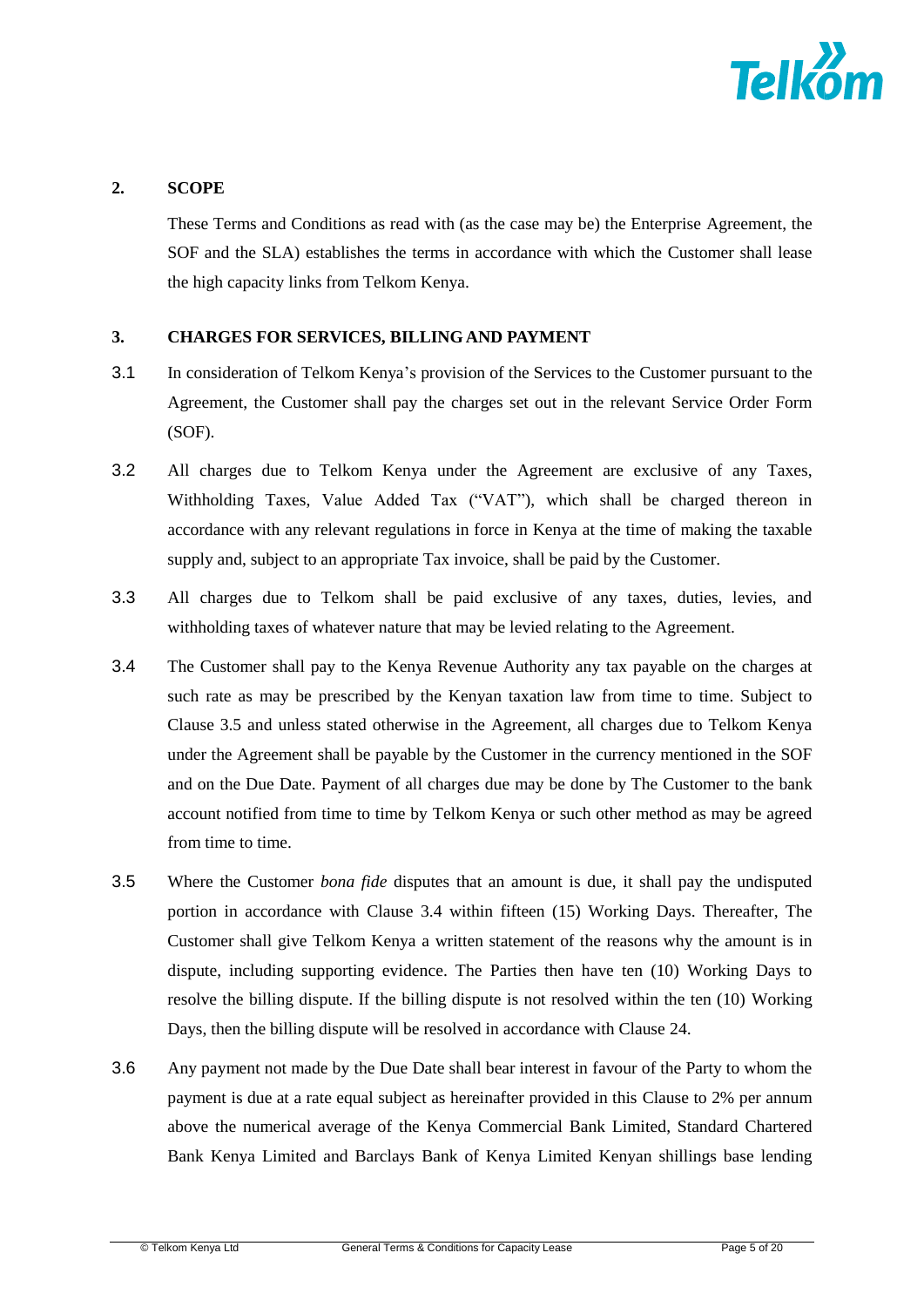## 2. SCOPE

These Terms and Conditions as read with (as the case may be) the Enterprise Agreement, the SOF and the SLA) establishes the terms in accordance with which the Customer shall lease the high capacity links from Telkom Kenya.

## 3. CHARGES FOR SERVICES, BILLING AND PAYMENT

3.1 In consideration of Telkom Kenya's provision of the Services to the Customer pursuant to the Agreement, the Customer shall pay the charges set out in the relevant Service Order Form (SOF).

3.2 All charges due to Telkom Kenya under the Agreement are exclusive of any Taxes, Withholding Taxes, Value Added Tax ("VAT"), which shall be charged thereon in accordance with any relevant regulations in force in Kenya at the time of making the taxable supply and, subject to an appropriate Tax invoice, shall be paid by the Customer.

3.3 All charges due to Telkom shall be paid exclusive of any taxes, duties, levies, and withholding taxes of whatever nature that may be levied relating to the Agreement.

3.4 The Customer shall pay to the Kenya Revenue Authority any tax payable on the charges at such rate as may be prescribed by the Kenyan taxation law from time to time. Subject to Clause 3.5 and unless stated otherwise in the Agreement, all charges due to Telkom Kenya under the Agreement shall be payable by the Customer in the currency mentioned in the SOF and on the Due Date. Payment of all charges due may be done by The Customer to the bank account notified from time to time by Telkom Kenya or such other method as may be agreed from time to time.

3.5 Where the Customer *bona fide* disputes that an amount is due, it shall pay the undisputed portion in accordance with Clause 3.4 within fifteen (15) Working Days. Thereafter, The Customer shall give Telkom Kenya a written statement of the reasons why the amount is in dispute, including supporting evidence. The Parties then have ten (10) Working Days to resolve the billing dispute. If the billing dispute is not resolved within the ten (10) Working Days, then the billing dispute will be resolved in accordance with Clause 24.

3.6 Any payment not made by the Due Date shall bear interest in favour of the Party to whom the payment is due at a rate equal subject as hereinafter provided in this Clause to 2% per annum above the numerical average of the Kenya Commercial Bank Limited, Standard Chartered Bank Kenya Limited and Barclays Bank of Kenya Limited Kenyan shillings base lending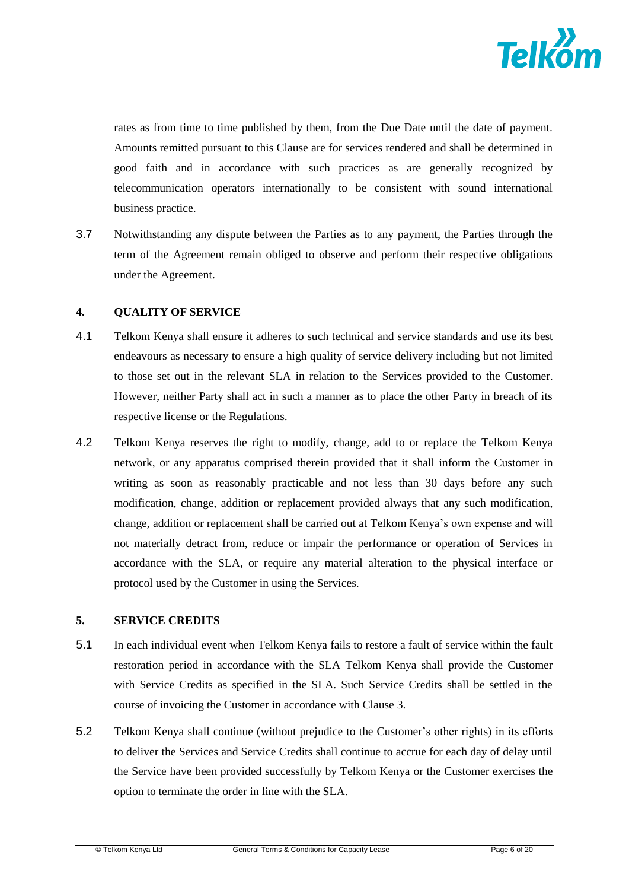rates as from time to time published by them, from the Due Date until the date of payment. Amounts remitted pursuant to this Clause are for services rendered and shall be determined in good faith and in accordance with such practices as are generally recognized by telecommunication operators internationally to be consistent with sound international business practice.

3.7 Notwithstanding any dispute between the Parties as to any payment, the Parties through the term of the Agreement remain obliged to observe and perform their respective obligations under the Agreement.

## 4. QUALITY OF SERVICE

4.1 Telkom Kenya shall ensure it adheres to such technical and service standards and use its best endeavours as necessary to ensure a high quality of service delivery including but not limited to those set out in the relevant SLA in relation to the Services provided to the Customer. However, neither Party shall act in such a manner as to place the other Party in breach of its respective license or the Regulations.

4.2 Telkom Kenya reserves the right to modify, change, add to or replace the Telkom Kenya network, or any apparatus comprised therein provided that it shall inform the Customer in writing as soon as reasonably practicable and not less than 30 days before any such modification, change, addition or replacement provided always that any such modification, change, addition or replacement shall be carried out at Telkom Kenya's own expense and will not materially detract from, reduce or impair the performance or operation of Services in accordance with the SLA, or require any material alteration to the physical interface or protocol used by the Customer in using the Services.

## 5. SERVICE CREDITS

5.1 In each individual event when Telkom Kenya fails to restore a fault of service within the fault restoration period in accordance with the SLA Telkom Kenya shall provide the Customer with Service Credits as specified in the SLA. Such Service Credits shall be settled in the course of invoicing the Customer in accordance with Clause 3.

5.2 Telkom Kenya shall continue (without prejudice to the Customer's other rights) in its efforts to deliver the Services and Service Credits shall continue to accrue for each day of delay until the Service have been provided successfully by Telkom Kenya or the Customer exercises the option to terminate the order in line with the SLA.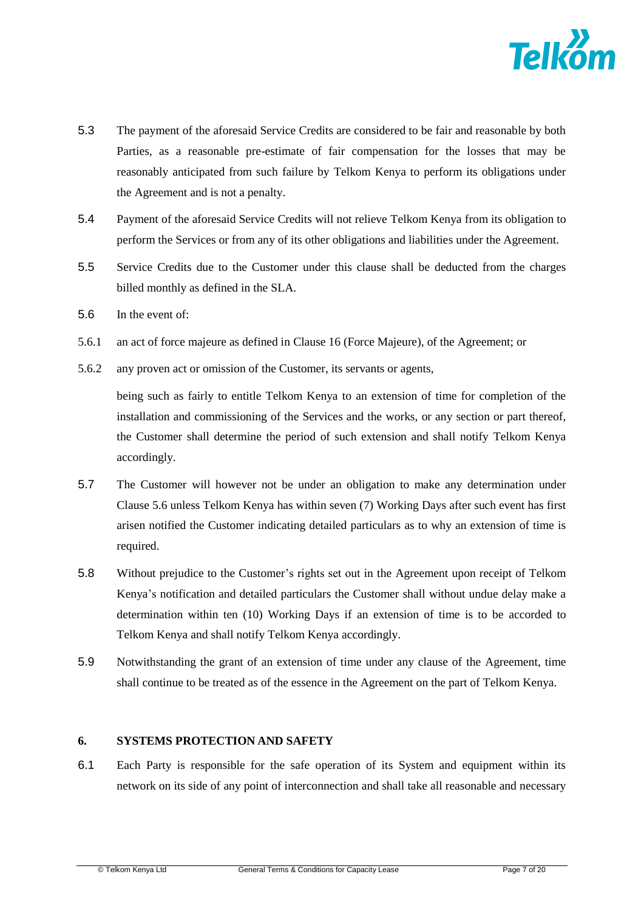5.3 The payment of the aforesaid Service Credits are considered to be fair and reasonable by both Parties, as a reasonable pre-estimate of fair compensation for the losses that may be reasonably anticipated from such failure by Telkom Kenya to perform its obligations under the Agreement and is not a penalty.

5.4 Payment of the aforesaid Service Credits will not relieve Telkom Kenya from its obligation to perform the Services or from any of its other obligations and liabilities under the Agreement.

5.5 Service Credits due to the Customer under this clause shall be deducted from the charges billed monthly as defined in the SLA.

5.6 In the event of:

5.6.1 an act of force majeure as defined in Clause 16 (Force Majeure), of the Agreement; or

5.6.2 any proven act or omission of the Customer, its servants or agents,

being such as fairly to entitle Telkom Kenya to an extension of time for completion of the installation and commissioning of the Services and the works, or any section or part thereof, the Customer shall determine the period of such extension and shall notify Telkom Kenya accordingly.

5.7 The Customer will however not be under an obligation to make any determination under Clause 5.6 unless Telkom Kenya has within seven (7) Working Days after such event has first arisen notified the Customer indicating detailed particulars as to why an extension of time is required.

5.8 Without prejudice to the Customer's rights set out in the Agreement upon receipt of Telkom Kenya's notification and detailed particulars the Customer shall without undue delay make a determination within ten (10) Working Days if an extension of time is to be accorded to Telkom Kenya and shall notify Telkom Kenya accordingly.

5.9 Notwithstanding the grant of an extension of time under any clause of the Agreement, time shall continue to be treated as of the essence in the Agreement on the part of Telkom Kenya.

## 6. SYSTEMS PROTECTION AND SAFETY

6.1 Each Party is responsible for the safe operation of its System and equipment within its network on its side of any point of interconnection and shall take all reasonable and necessary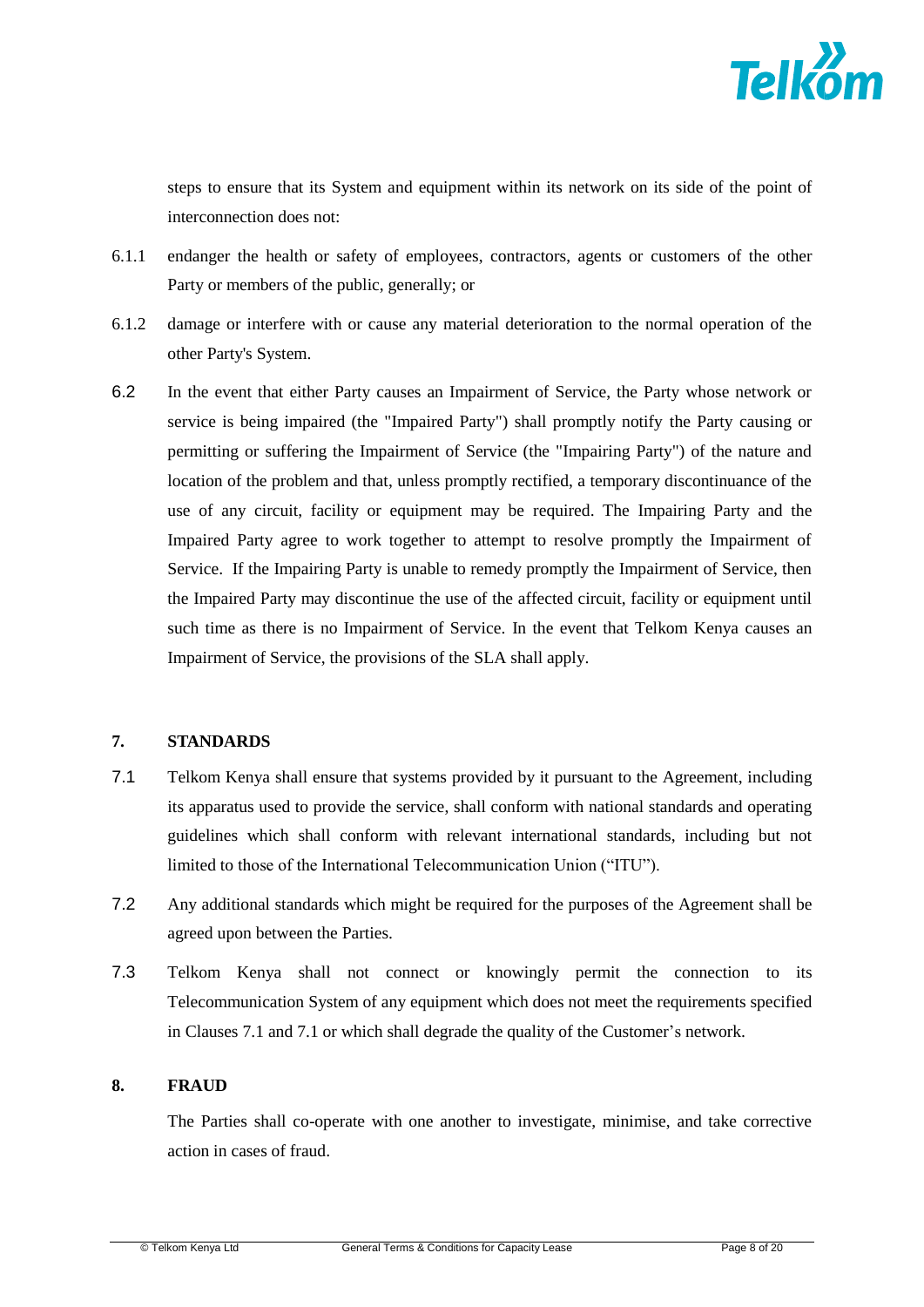steps to ensure that its System and equipment within its network on its side of the point of interconnection does not:

6.1.1 endanger the health or safety of employees, contractors, agents or customers of the other Party or members of the public, generally; or

6.1.2 damage or interfere with or cause any material deterioration to the normal operation of the other Party's System.

6.2 In the event that either Party causes an Impairment of Service, the Party whose network or service is being impaired (the "Impaired Party") shall promptly notify the Party causing or permitting or suffering the Impairment of Service (the "Impairing Party") of the nature and location of the problem and that, unless promptly rectified, a temporary discontinuance of the use of any circuit, facility or equipment may be required. The Impairing Party and the Impaired Party agree to work together to attempt to resolve promptly the Impairment of Service. If the Impairing Party is unable to remedy promptly the Impairment of Service, then the Impaired Party may discontinue the use of the affected circuit, facility or equipment until such time as there is no Impairment of Service. In the event that Telkom Kenya causes an Impairment of Service, the provisions of the SLA shall apply.

## 7. STANDARDS

7.1 Telkom Kenya shall ensure that systems provided by it pursuant to the Agreement, including its apparatus used to provide the service, shall conform with national standards and operating guidelines which shall conform with relevant international standards, including but not limited to those of the International Telecommunication Union ("ITU").

7.2 Any additional standards which might be required for the purposes of the Agreement shall be agreed upon between the Parties.

7.3 Telkom Kenya shall not connect or knowingly permit the connection to its Telecommunication System of any equipment which does not meet the requirements specified in Clauses 7.1 and 7.1 or which shall degrade the quality of the Customer's network.

## 8. FRAUD

The Parties shall co-operate with one another to investigate, minimise, and take corrective action in cases of fraud.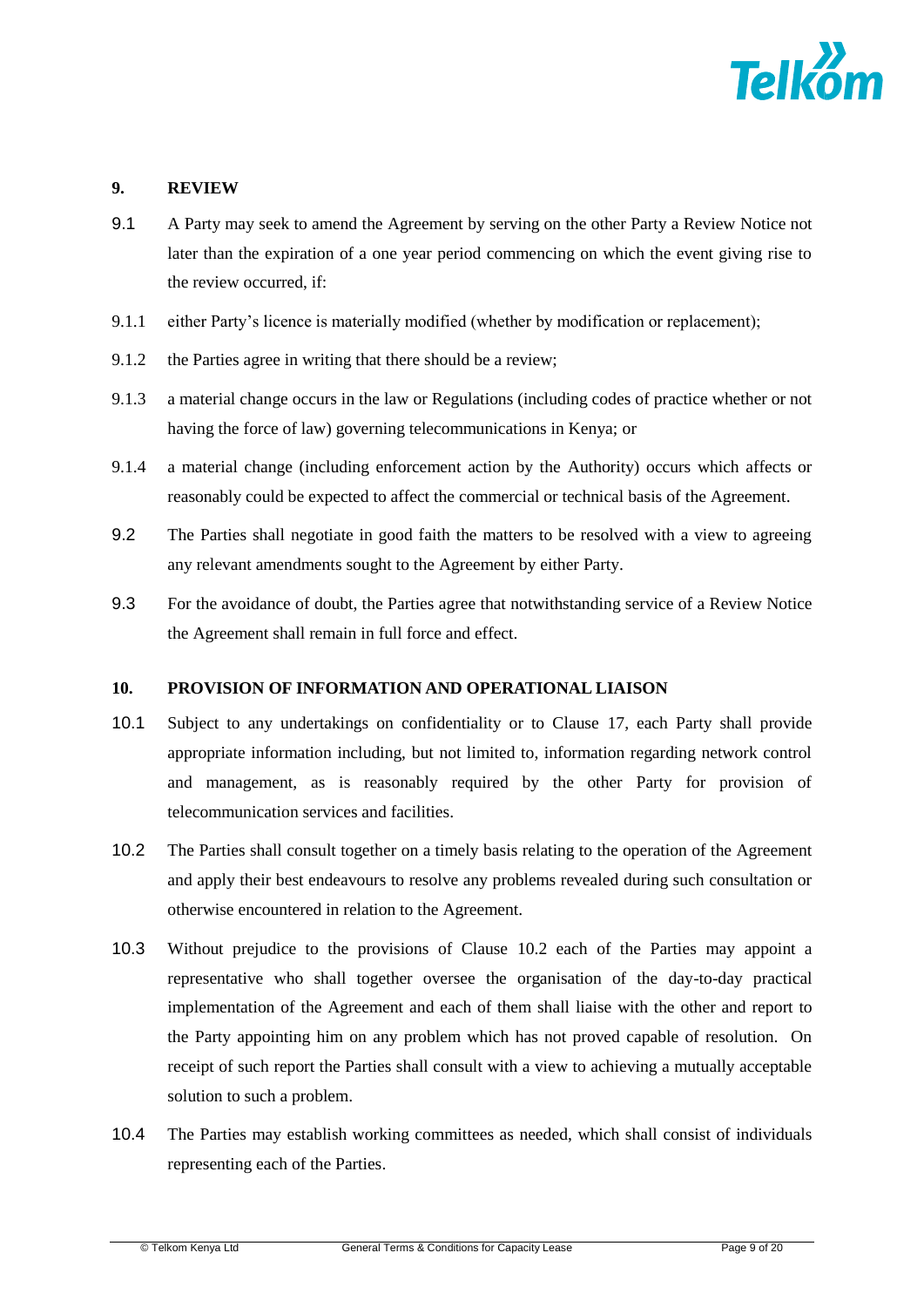## 9. REVIEW

9.1 A Party may seek to amend the Agreement by serving on the other Party a Review Notice not later than the expiration of a one year period commencing on which the event giving rise to the review occurred, if:

9.1.1 either Party's licence is materially modified (whether by modification or replacement);

9.1.2 the Parties agree in writing that there should be a review;

9.1.3 a material change occurs in the law or Regulations (including codes of practice whether or not having the force of law) governing telecommunications in Kenya; or

9.1.4 a material change (including enforcement action by the Authority) occurs which affects or reasonably could be expected to affect the commercial or technical basis of the Agreement.

9.2 The Parties shall negotiate in good faith the matters to be resolved with a view to agreeing any relevant amendments sought to the Agreement by either Party.

9.3 For the avoidance of doubt, the Parties agree that notwithstanding service of a Review Notice the Agreement shall remain in full force and effect.

## 10. PROVISION OF INFORMATION AND OPERATIONAL LIAISON

10.1 Subject to any undertakings on confidentiality or to Clause 17, each Party shall provide appropriate information including, but not limited to, information regarding network control and management, as is reasonably required by the other Party for provision of telecommunication services and facilities.

10.2 The Parties shall consult together on a timely basis relating to the operation of the Agreement and apply their best endeavours to resolve any problems revealed during such consultation or otherwise encountered in relation to the Agreement.

10.3 Without prejudice to the provisions of Clause 10.2 each of the Parties may appoint a representative who shall together oversee the organisation of the day-to-day practical implementation of the Agreement and each of them shall liaise with the other and report to the Party appointing him on any problem which has not proved capable of resolution. On receipt of such report the Parties shall consult with a view to achieving a mutually acceptable solution to such a problem.

10.4 The Parties may establish working committees as needed, which shall consist of individuals representing each of the Parties.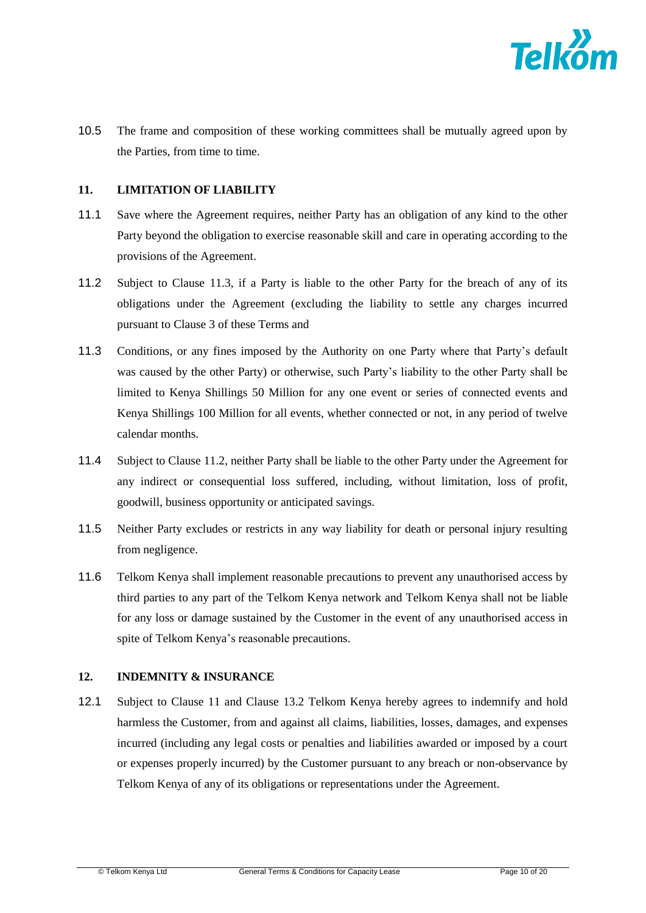10.5 The frame and composition of these working committees shall be mutually agreed upon by the Parties, from time to time.

## 11. LIMITATION OF LIABILITY

11.1 Save where the Agreement requires, neither Party has an obligation of any kind to the other Party beyond the obligation to exercise reasonable skill and care in operating according to the provisions of the Agreement.

11.2 Subject to Clause 11.3, if a Party is liable to the other Party for the breach of any of its obligations under the Agreement (excluding the liability to settle any charges incurred pursuant to Clause 3 of these Terms and

11.3 Conditions, or any fines imposed by the Authority on one Party where that Party's default was caused by the other Party) or otherwise, such Party's liability to the other Party shall be limited to Kenya Shillings 50 Million for any one event or series of connected events and Kenya Shillings 100 Million for all events, whether connected or not, in any period of twelve calendar months.

11.4 Subject to Clause 11.2, neither Party shall be liable to the other Party under the Agreement for any indirect or consequential loss suffered, including, without limitation, loss of profit, goodwill, business opportunity or anticipated savings.

11.5 Neither Party excludes or restricts in any way liability for death or personal injury resulting from negligence.

11.6 Telkom Kenya shall implement reasonable precautions to prevent any unauthorised access by third parties to any part of the Telkom Kenya network and Telkom Kenya shall not be liable for any loss or damage sustained by the Customer in the event of any unauthorised access in spite of Telkom Kenya's reasonable precautions.

## 12. INDEMNITY & INSURANCE

12.1 Subject to Clause 11 and Clause 13.2 Telkom Kenya hereby agrees to indemnify and hold harmless the Customer, from and against all claims, liabilities, losses, damages, and expenses incurred (including any legal costs or penalties and liabilities awarded or imposed by a court or expenses properly incurred) by the Customer pursuant to any breach or non-observance by Telkom Kenya of any of its obligations or representations under the Agreement.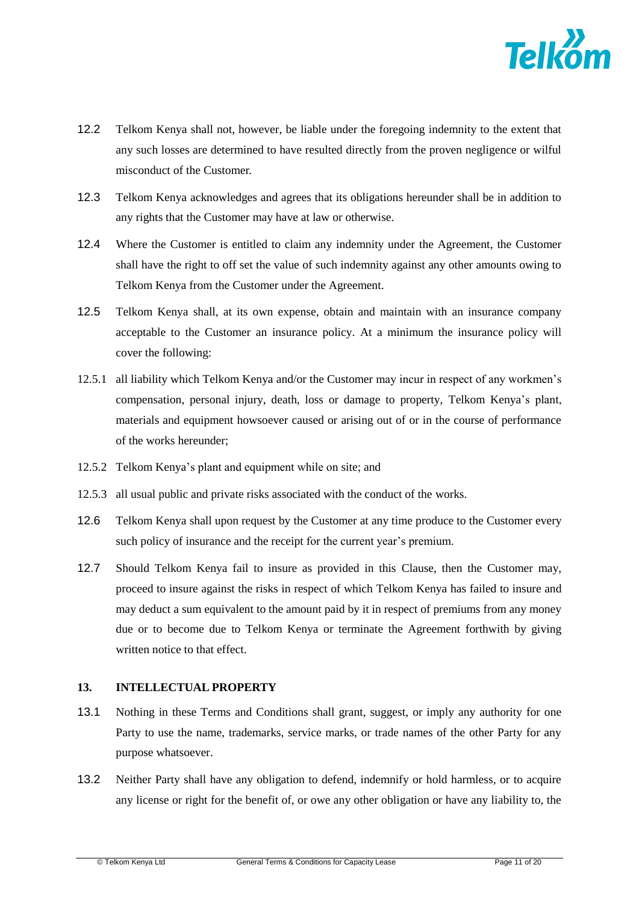12.2 Telkom Kenya shall not, however, be liable under the foregoing indemnity to the extent that any such losses are determined to have resulted directly from the proven negligence or wilful misconduct of the Customer.

12.3 Telkom Kenya acknowledges and agrees that its obligations hereunder shall be in addition to any rights that the Customer may have at law or otherwise.

12.4 Where the Customer is entitled to claim any indemnity under the Agreement, the Customer shall have the right to off set the value of such indemnity against any other amounts owing to Telkom Kenya from the Customer under the Agreement.

12.5 Telkom Kenya shall, at its own expense, obtain and maintain with an insurance company acceptable to the Customer an insurance policy. At a minimum the insurance policy will cover the following:

12.5.1 all liability which Telkom Kenya and/or the Customer may incur in respect of any workmen's compensation, personal injury, death, loss or damage to property, Telkom Kenya's plant, materials and equipment howsoever caused or arising out of or in the course of performance of the works hereunder;

12.5.2 Telkom Kenya's plant and equipment while on site; and

12.5.3 all usual public and private risks associated with the conduct of the works.

12.6 Telkom Kenya shall upon request by the Customer at any time produce to the Customer every such policy of insurance and the receipt for the current year's premium.

12.7 Should Telkom Kenya fail to insure as provided in this Clause, then the Customer may, proceed to insure against the risks in respect of which Telkom Kenya has failed to insure and may deduct a sum equivalent to the amount paid by it in respect of premiums from any money due or to become due to Telkom Kenya or terminate the Agreement forthwith by giving written notice to that effect.

## 13. INTELLECTUAL PROPERTY

13.1 Nothing in these Terms and Conditions shall grant, suggest, or imply any authority for one Party to use the name, trademarks, service marks, or trade names of the other Party for any purpose whatsoever.

13.2 Neither Party shall have any obligation to defend, indemnify or hold harmless, or to acquire any license or right for the benefit of, or owe any other obligation or have any liability to, the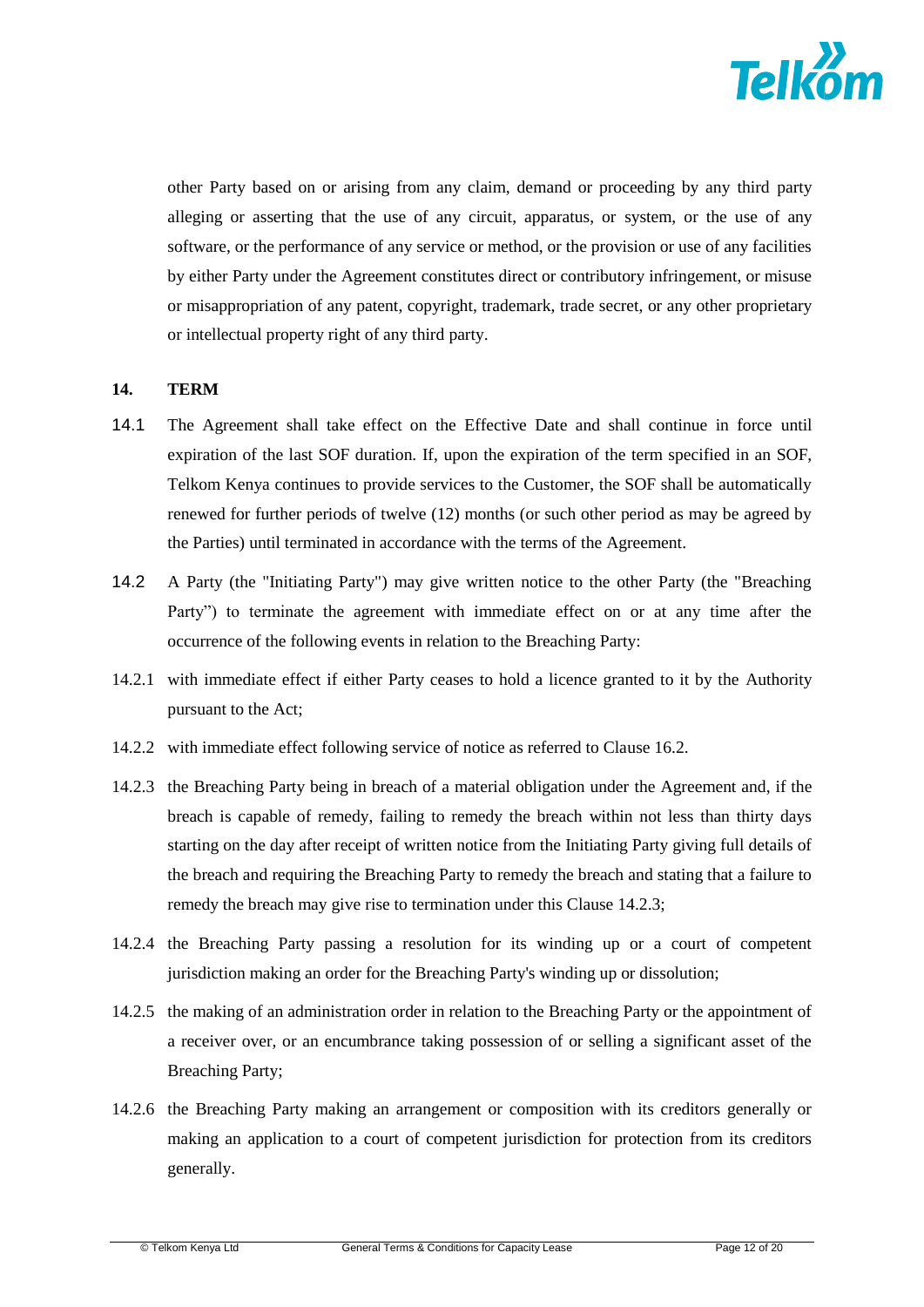other Party based on or arising from any claim, demand or proceeding by any third party alleging or asserting that the use of any circuit, apparatus, or system, or the use of any software, or the performance of any service or method, or the provision or use of any facilities by either Party under the Agreement constitutes direct or contributory infringement, or misuse or misappropriation of any patent, copyright, trademark, trade secret, or any other proprietary or intellectual property right of any third party.

## 14. TERM

14.1 The Agreement shall take effect on the Effective Date and shall continue in force until expiration of the last SOF duration. If, upon the expiration of the term specified in an SOF, Telkom Kenya continues to provide services to the Customer, the SOF shall be automatically renewed for further periods of twelve (12) months (or such other period as may be agreed by the Parties) until terminated in accordance with the terms of the Agreement.

14.2 A Party (the "Initiating Party") may give written notice to the other Party (the "Breaching Party") to terminate the agreement with immediate effect on or at any time after the occurrence of the following events in relation to the Breaching Party:

14.2.1 with immediate effect if either Party ceases to hold a licence granted to it by the Authority pursuant to the Act;

14.2.2 with immediate effect following service of notice as referred to Clause 16.2.

14.2.3 the Breaching Party being in breach of a material obligation under the Agreement and, if the breach is capable of remedy, failing to remedy the breach within not less than thirty days starting on the day after receipt of written notice from the Initiating Party giving full details of the breach and requiring the Breaching Party to remedy the breach and stating that a failure to remedy the breach may give rise to termination under this Clause 14.2.3;

14.2.4 the Breaching Party passing a resolution for its winding up or a court of competent jurisdiction making an order for the Breaching Party's winding up or dissolution;

14.2.5 the making of an administration order in relation to the Breaching Party or the appointment of a receiver over, or an encumbrance taking possession of or selling a significant asset of the Breaching Party;

14.2.6 the Breaching Party making an arrangement or composition with its creditors generally or making an application to a court of competent jurisdiction for protection from its creditors generally.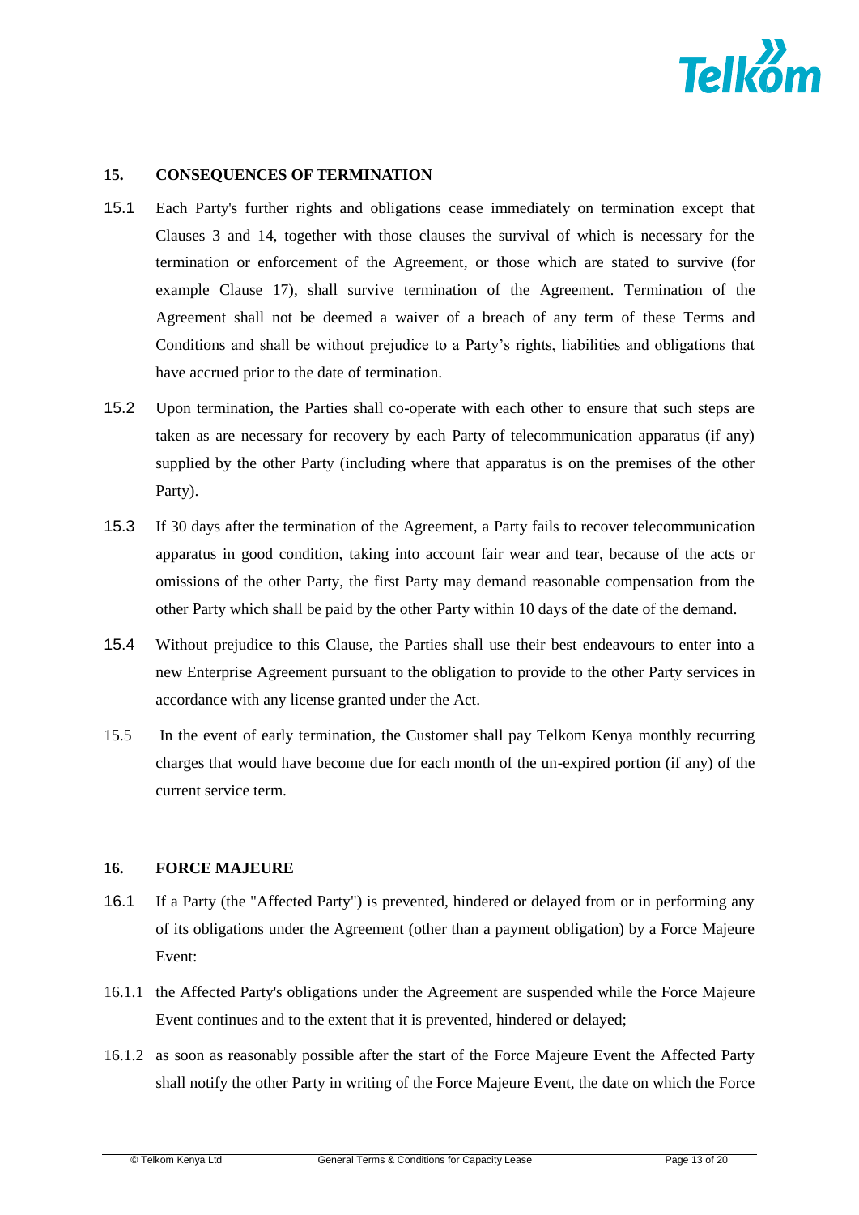## 15. CONSEQUENCES OF TERMINATION

15.1 Each Party's further rights and obligations cease immediately on termination except that Clauses 3 and 14, together with those clauses the survival of which is necessary for the termination or enforcement of the Agreement, or those which are stated to survive (for example Clause 17), shall survive termination of the Agreement. Termination of the Agreement shall not be deemed a waiver of a breach of any term of these Terms and Conditions and shall be without prejudice to a Party's rights, liabilities and obligations that have accrued prior to the date of termination.

15.2 Upon termination, the Parties shall co-operate with each other to ensure that such steps are taken as are necessary for recovery by each Party of telecommunication apparatus (if any) supplied by the other Party (including where that apparatus is on the premises of the other Party).

15.3 If 30 days after the termination of the Agreement, a Party fails to recover telecommunication apparatus in good condition, taking into account fair wear and tear, because of the acts or omissions of the other Party, the first Party may demand reasonable compensation from the other Party which shall be paid by the other Party within 10 days of the date of the demand.

15.4 Without prejudice to this Clause, the Parties shall use their best endeavours to enter into a new Enterprise Agreement pursuant to the obligation to provide to the other Party services in accordance with any license granted under the Act.

15.5 In the event of early termination, the Customer shall pay Telkom Kenya monthly recurring charges that would have become due for each month of the un-expired portion (if any) of the current service term.

## 16. FORCE MAJEURE

16.1 If a Party (the "Affected Party") is prevented, hindered or delayed from or in performing any of its obligations under the Agreement (other than a payment obligation) by a Force Majeure Event:

16.1.1 the Affected Party's obligations under the Agreement are suspended while the Force Majeure Event continues and to the extent that it is prevented, hindered or delayed;

16.1.2 as soon as reasonably possible after the start of the Force Majeure Event the Affected Party shall notify the other Party in writing of the Force Majeure Event, the date on which the Force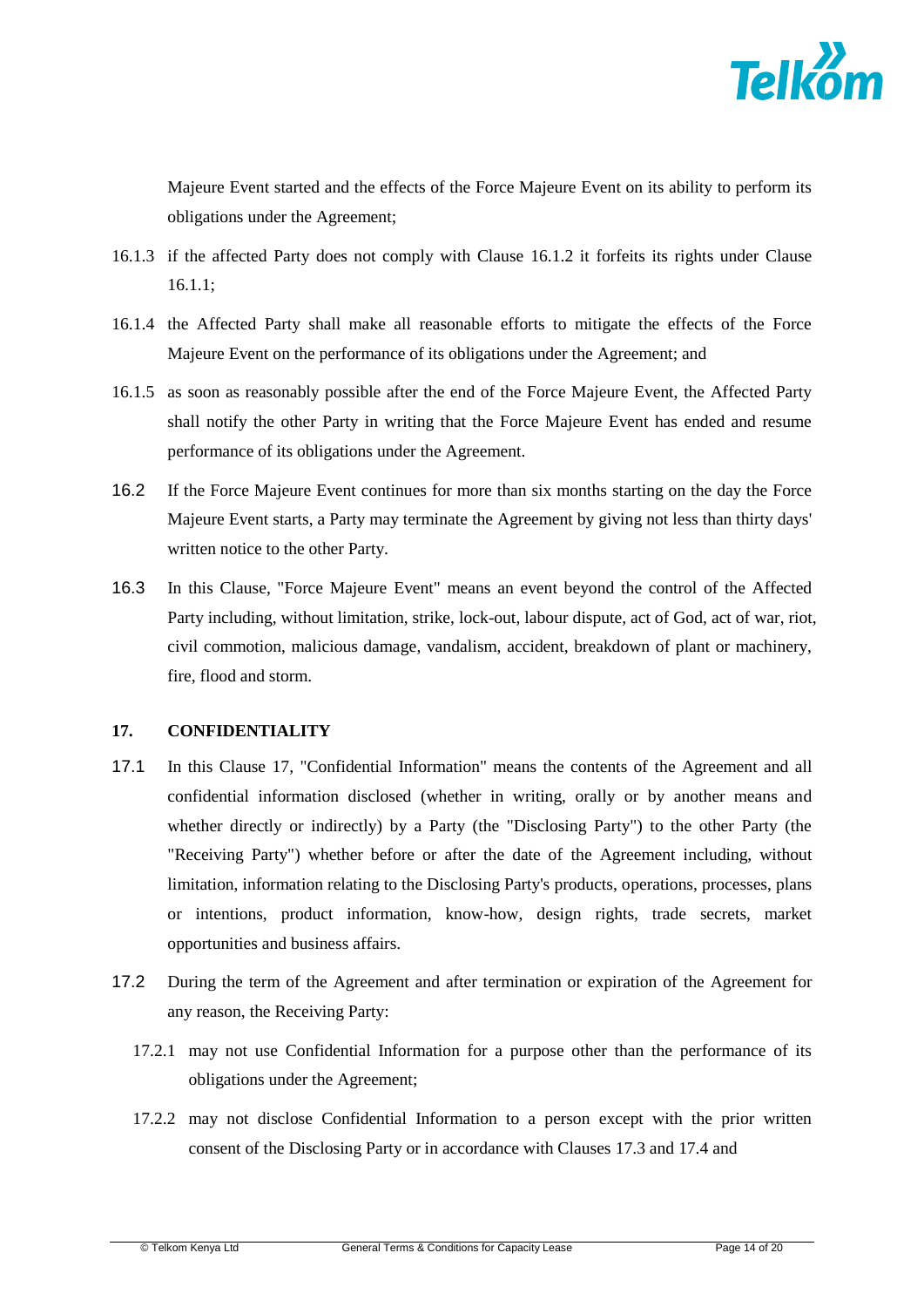Majeure Event started and the effects of the Force Majeure Event on its ability to perform its obligations under the Agreement;

16.1.3 if the affected Party does not comply with Clause 16.1.2 it forfeits its rights under Clause 16.1.1;

16.1.4 the Affected Party shall make all reasonable efforts to mitigate the effects of the Force Majeure Event on the performance of its obligations under the Agreement; and

16.1.5 as soon as reasonably possible after the end of the Force Majeure Event, the Affected Party shall notify the other Party in writing that the Force Majeure Event has ended and resume performance of its obligations under the Agreement.

16.2 If the Force Majeure Event continues for more than six months starting on the day the Force Majeure Event starts, a Party may terminate the Agreement by giving not less than thirty days' written notice to the other Party.

16.3 In this Clause, "Force Majeure Event" means an event beyond the control of the Affected Party including, without limitation, strike, lock-out, labour dispute, act of God, act of war, riot, civil commotion, malicious damage, vandalism, accident, breakdown of plant or machinery, fire, flood and storm.

## 17. CONFIDENTIALITY

17.1 In this Clause 17, "Confidential Information" means the contents of the Agreement and all confidential information disclosed (whether in writing, orally or by another means and whether directly or indirectly) by a Party (the "Disclosing Party") to the other Party (the "Receiving Party") whether before or after the date of the Agreement including, without limitation, information relating to the Disclosing Party's products, operations, processes, plans or intentions, product information, know-how, design rights, trade secrets, market opportunities and business affairs.

17.2 During the term of the Agreement and after termination or expiration of the Agreement for any reason, the Receiving Party:

17.2.1 may not use Confidential Information for a purpose other than the performance of its obligations under the Agreement;

17.2.2 may not disclose Confidential Information to a person except with the prior written consent of the Disclosing Party or in accordance with Clauses 17.3 and 17.4 and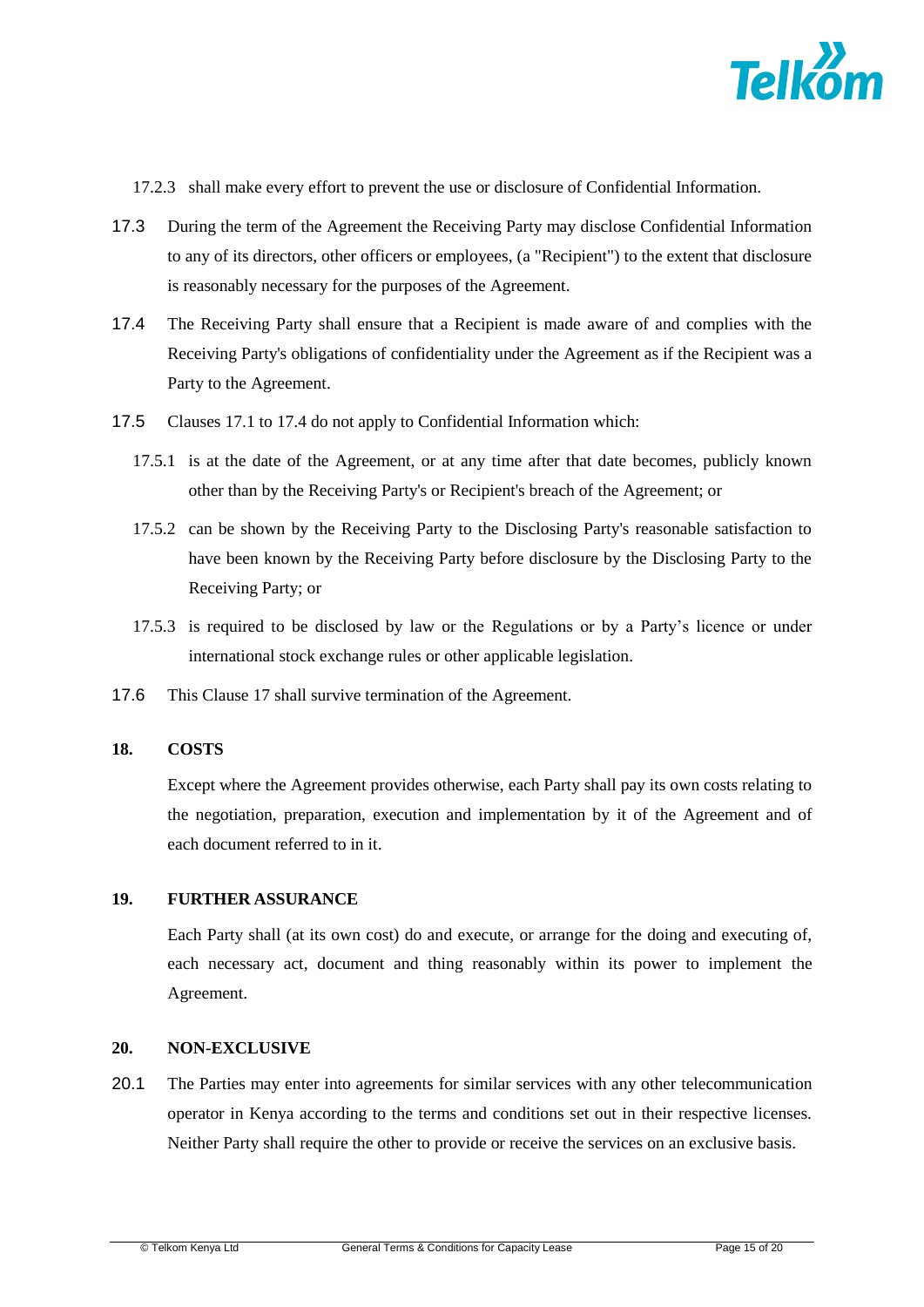17.2.3 shall make every effort to prevent the use or disclosure of Confidential Information.

17.3 During the term of the Agreement the Receiving Party may disclose Confidential Information to any of its directors, other officers or employees, (a "Recipient") to the extent that disclosure is reasonably necessary for the purposes of the Agreement.

17.4 The Receiving Party shall ensure that a Recipient is made aware of and complies with the Receiving Party's obligations of confidentiality under the Agreement as if the Recipient was a Party to the Agreement.

17.5 Clauses 17.1 to 17.4 do not apply to Confidential Information which:

17.5.1 is at the date of the Agreement, or at any time after that date becomes, publicly known other than by the Receiving Party's or Recipient's breach of the Agreement; or

17.5.2 can be shown by the Receiving Party to the Disclosing Party's reasonable satisfaction to have been known by the Receiving Party before disclosure by the Disclosing Party to the Receiving Party; or

17.5.3 is required to be disclosed by law or the Regulations or by a Party's licence or under international stock exchange rules or other applicable legislation.

17.6 This Clause 17 shall survive termination of the Agreement.

## 18. COSTS

Except where the Agreement provides otherwise, each Party shall pay its own costs relating to the negotiation, preparation, execution and implementation by it of the Agreement and of each document referred to in it.

## 19. FURTHER ASSURANCE

Each Party shall (at its own cost) do and execute, or arrange for the doing and executing of, each necessary act, document and thing reasonably within its power to implement the Agreement.

## 20. NON-EXCLUSIVE

20.1 The Parties may enter into agreements for similar services with any other telecommunication operator in Kenya according to the terms and conditions set out in their respective licenses. Neither Party shall require the other to provide or receive the services on an exclusive basis.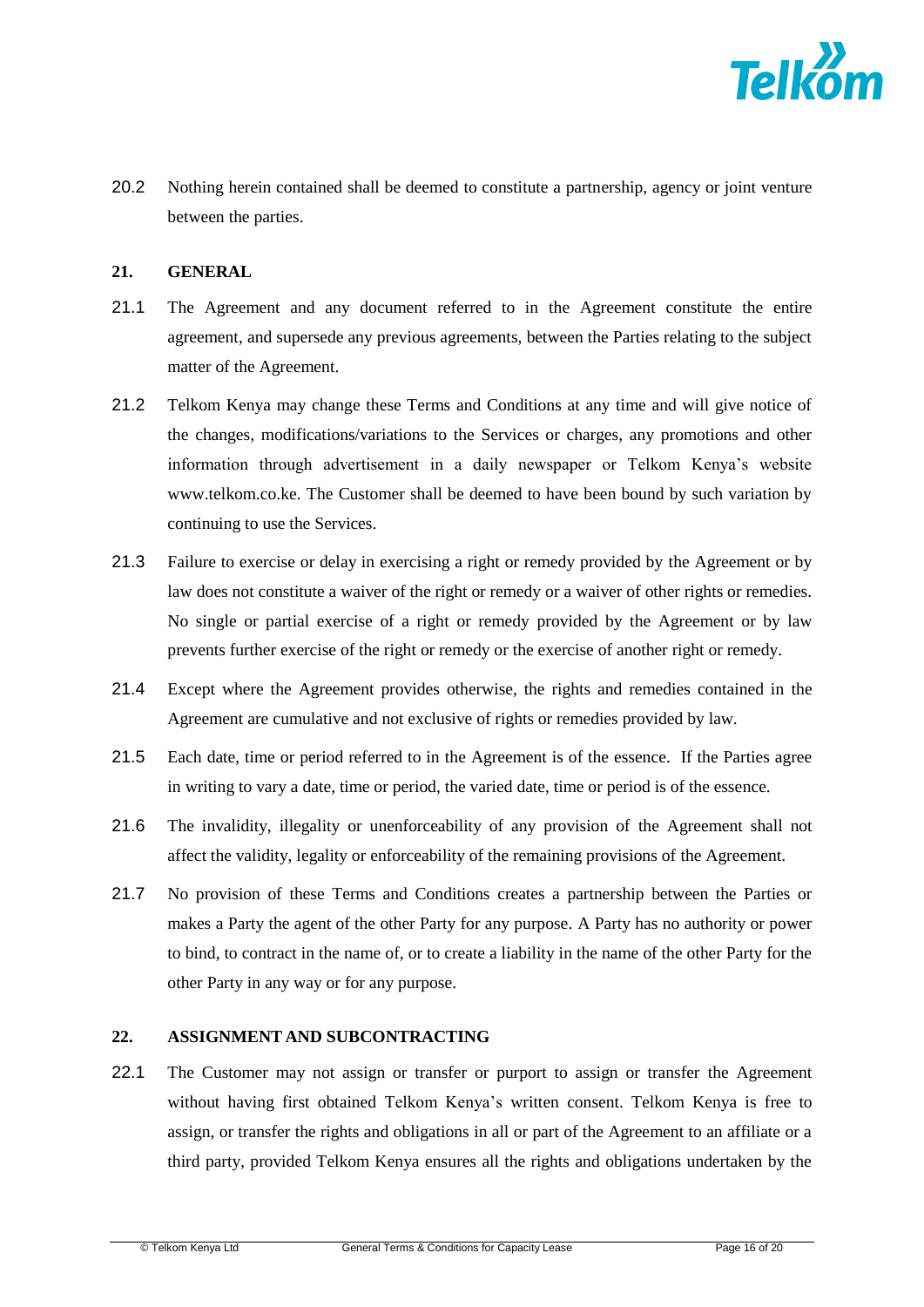20.2 Nothing herein contained shall be deemed to constitute a partnership, agency or joint venture between the parties.

## 21. GENERAL

21.1 The Agreement and any document referred to in the Agreement constitute the entire agreement, and supersede any previous agreements, between the Parties relating to the subject matter of the Agreement.

21.2 Telkom Kenya may change these Terms and Conditions at any time and will give notice of the changes, modifications/variations to the Services or charges, any promotions and other information through advertisement in a daily newspaper or Telkom Kenya's website www.telkom.co.ke. The Customer shall be deemed to have been bound by such variation by continuing to use the Services.

21.3 Failure to exercise or delay in exercising a right or remedy provided by the Agreement or by law does not constitute a waiver of the right or remedy or a waiver of other rights or remedies. No single or partial exercise of a right or remedy provided by the Agreement or by law prevents further exercise of the right or remedy or the exercise of another right or remedy.

21.4 Except where the Agreement provides otherwise, the rights and remedies contained in the Agreement are cumulative and not exclusive of rights or remedies provided by law.

21.5 Each date, time or period referred to in the Agreement is of the essence. If the Parties agree in writing to vary a date, time or period, the varied date, time or period is of the essence.

21.6 The invalidity, illegality or unenforceability of any provision of the Agreement shall not affect the validity, legality or enforceability of the remaining provisions of the Agreement.

21.7 No provision of these Terms and Conditions creates a partnership between the Parties or makes a Party the agent of the other Party for any purpose. A Party has no authority or power to bind, to contract in the name of, or to create a liability in the name of the other Party for the other Party in any way or for any purpose.

## 22. ASSIGNMENT AND SUBCONTRACTING

22.1 The Customer may not assign or transfer or purport to assign or transfer the Agreement without having first obtained Telkom Kenya's written consent. Telkom Kenya is free to assign, or transfer the rights and obligations in all or part of the Agreement to an affiliate or a third party, provided Telkom Kenya ensures all the rights and obligations undertaken by the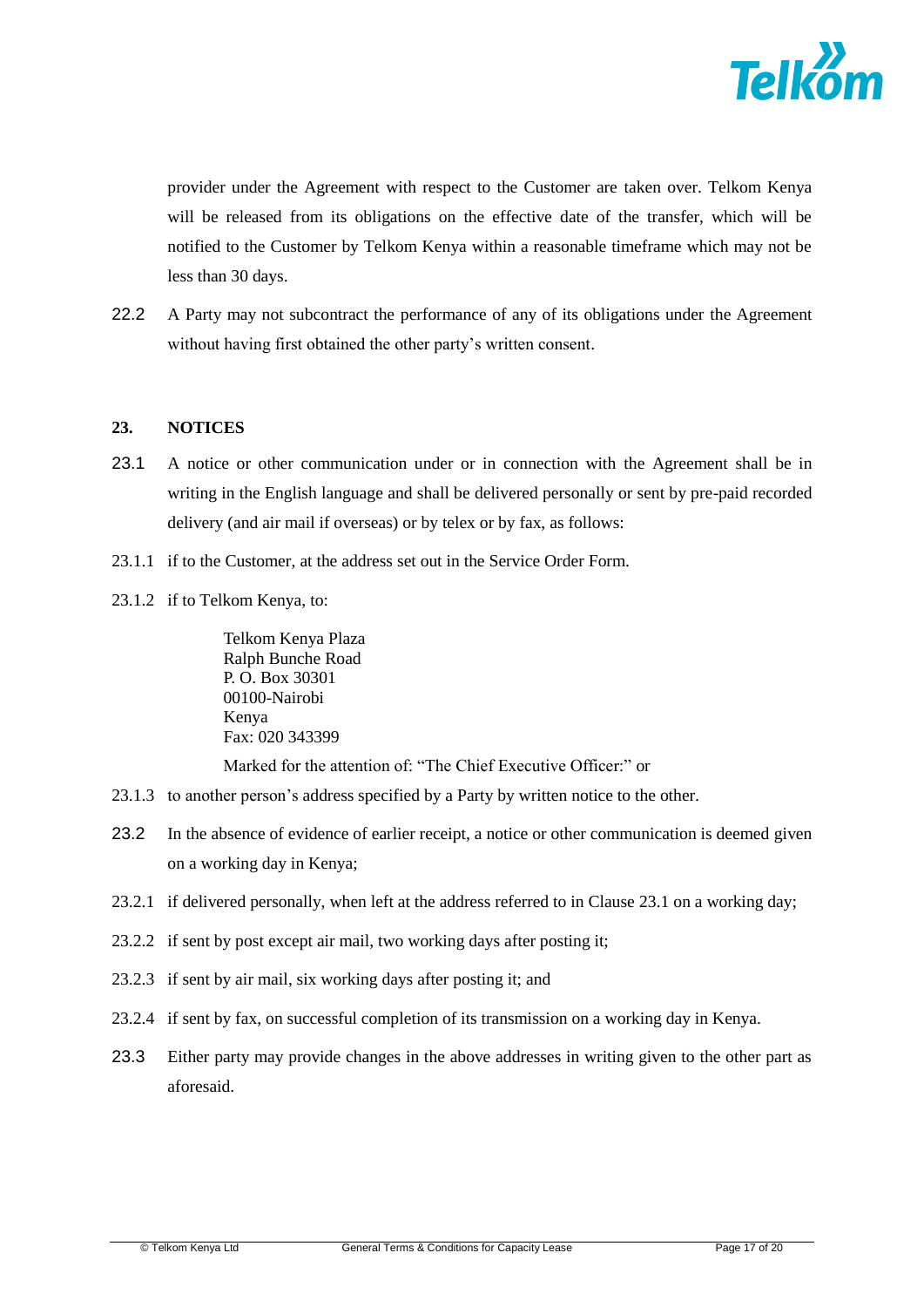provider under the Agreement with respect to the Customer are taken over. Telkom Kenya will be released from its obligations on the effective date of the transfer, which will be notified to the Customer by Telkom Kenya within a reasonable timeframe which may not be less than 30 days.

22.2 A Party may not subcontract the performance of any of its obligations under the Agreement without having first obtained the other party's written consent.

## 23. NOTICES

23.1 A notice or other communication under or in connection with the Agreement shall be in writing in the English language and shall be delivered personally or sent by pre-paid recorded delivery (and air mail if overseas) or by telex or by fax, as follows:

23.1.1 if to the Customer, at the address set out in the Service Order Form.

23.1.2 if to Telkom Kenya, to:

Telkom Kenya Plaza
Ralph Bunche Road
P. O. Box 30301
00100-Nairobi
Kenya
Fax: 020 343399

Marked for the attention of: "The Chief Executive Officer:" or

23.1.3 to another person's address specified by a Party by written notice to the other.

23.2 In the absence of evidence of earlier receipt, a notice or other communication is deemed given on a working day in Kenya;

23.2.1 if delivered personally, when left at the address referred to in Clause 23.1 on a working day;

23.2.2 if sent by post except air mail, two working days after posting it;

23.2.3 if sent by air mail, six working days after posting it; and

23.2.4 if sent by fax, on successful completion of its transmission on a working day in Kenya.

23.3 Either party may provide changes in the above addresses in writing given to the other part as aforesaid.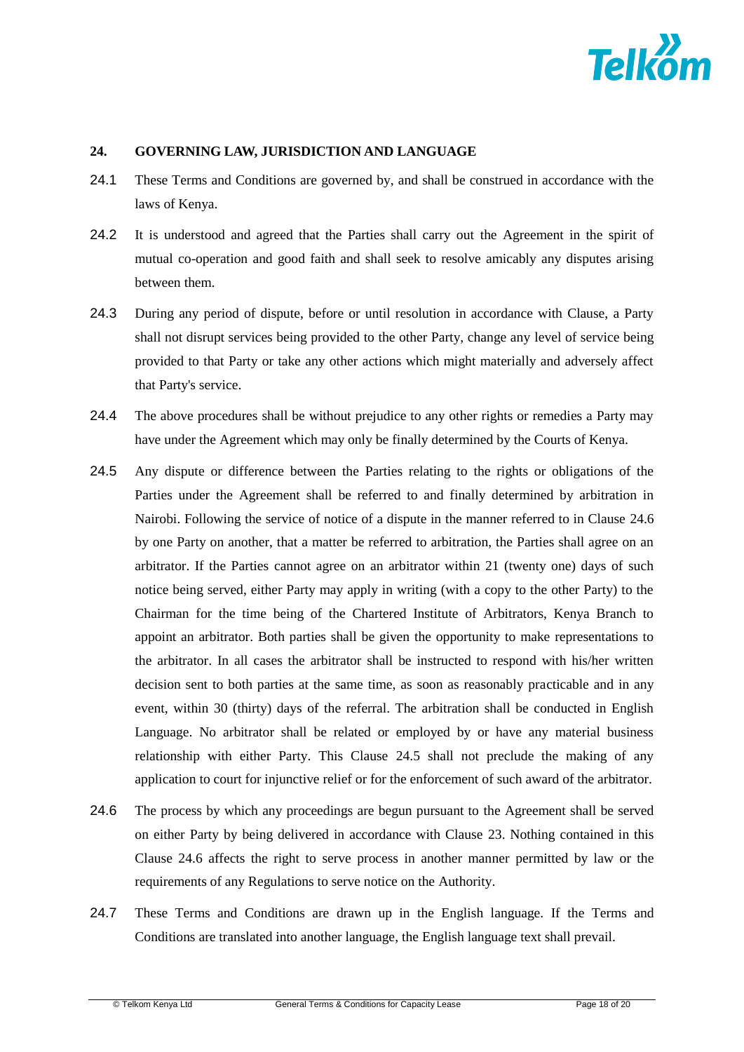## 24. GOVERNING LAW, JURISDICTION AND LANGUAGE

24.1 These Terms and Conditions are governed by, and shall be construed in accordance with the laws of Kenya.

24.2 It is understood and agreed that the Parties shall carry out the Agreement in the spirit of mutual co-operation and good faith and shall seek to resolve amicably any disputes arising between them.

24.3 During any period of dispute, before or until resolution in accordance with Clause, a Party shall not disrupt services being provided to the other Party, change any level of service being provided to that Party or take any other actions which might materially and adversely affect that Party's service.

24.4 The above procedures shall be without prejudice to any other rights or remedies a Party may have under the Agreement which may only be finally determined by the Courts of Kenya.

24.5 Any dispute or difference between the Parties relating to the rights or obligations of the Parties under the Agreement shall be referred to and finally determined by arbitration in Nairobi. Following the service of notice of a dispute in the manner referred to in Clause 24.6 by one Party on another, that a matter be referred to arbitration, the Parties shall agree on an arbitrator. If the Parties cannot agree on an arbitrator within 21 (twenty one) days of such notice being served, either Party may apply in writing (with a copy to the other Party) to the Chairman for the time being of the Chartered Institute of Arbitrators, Kenya Branch to appoint an arbitrator. Both parties shall be given the opportunity to make representations to the arbitrator. In all cases the arbitrator shall be instructed to respond with his/her written decision sent to both parties at the same time, as soon as reasonably practicable and in any event, within 30 (thirty) days of the referral. The arbitration shall be conducted in English Language. No arbitrator shall be related or employed by or have any material business relationship with either Party. This Clause 24.5 shall not preclude the making of any application to court for injunctive relief or for the enforcement of such award of the arbitrator.

24.6 The process by which any proceedings are begun pursuant to the Agreement shall be served on either Party by being delivered in accordance with Clause 23. Nothing contained in this Clause 24.6 affects the right to serve process in another manner permitted by law or the requirements of any Regulations to serve notice on the Authority.

24.7 These Terms and Conditions are drawn up in the English language. If the Terms and Conditions are translated into another language, the English language text shall prevail.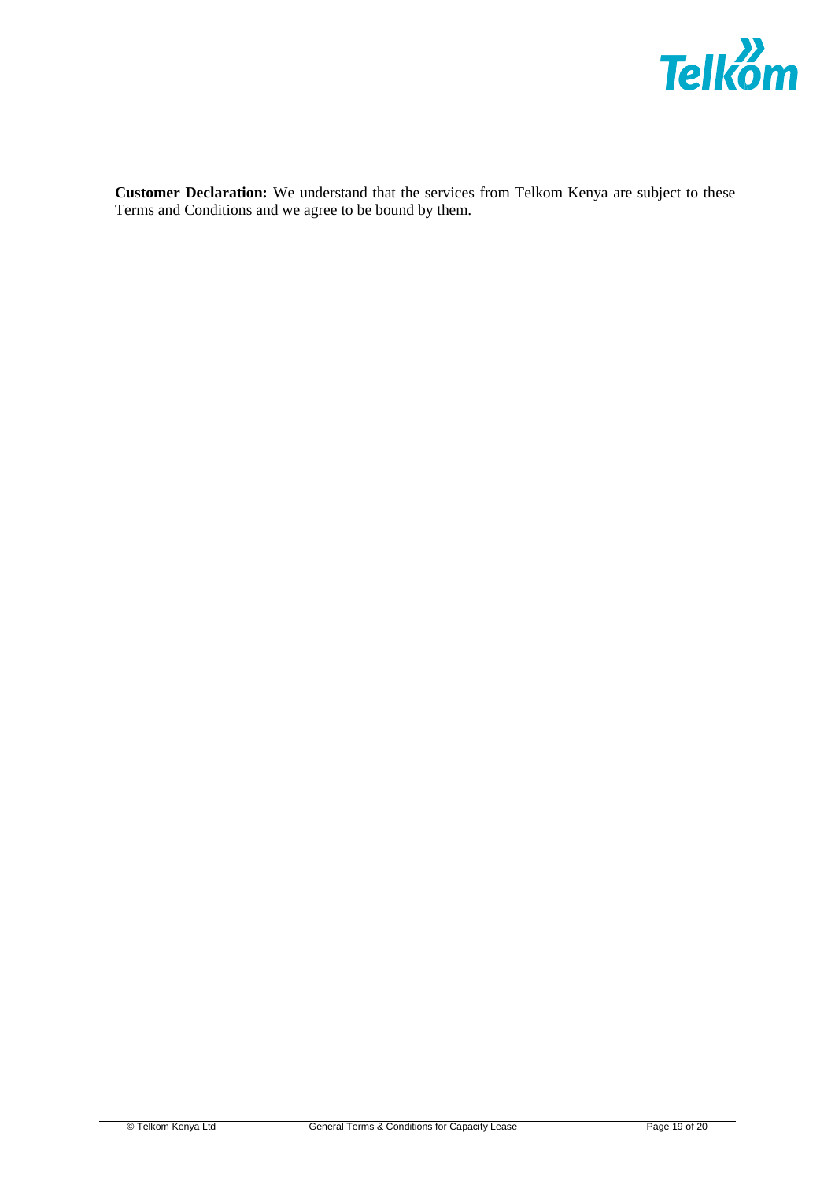**Customer Declaration:** We understand that the services from Telkom Kenya are subject to these Terms and Conditions and we agree to be bound by them.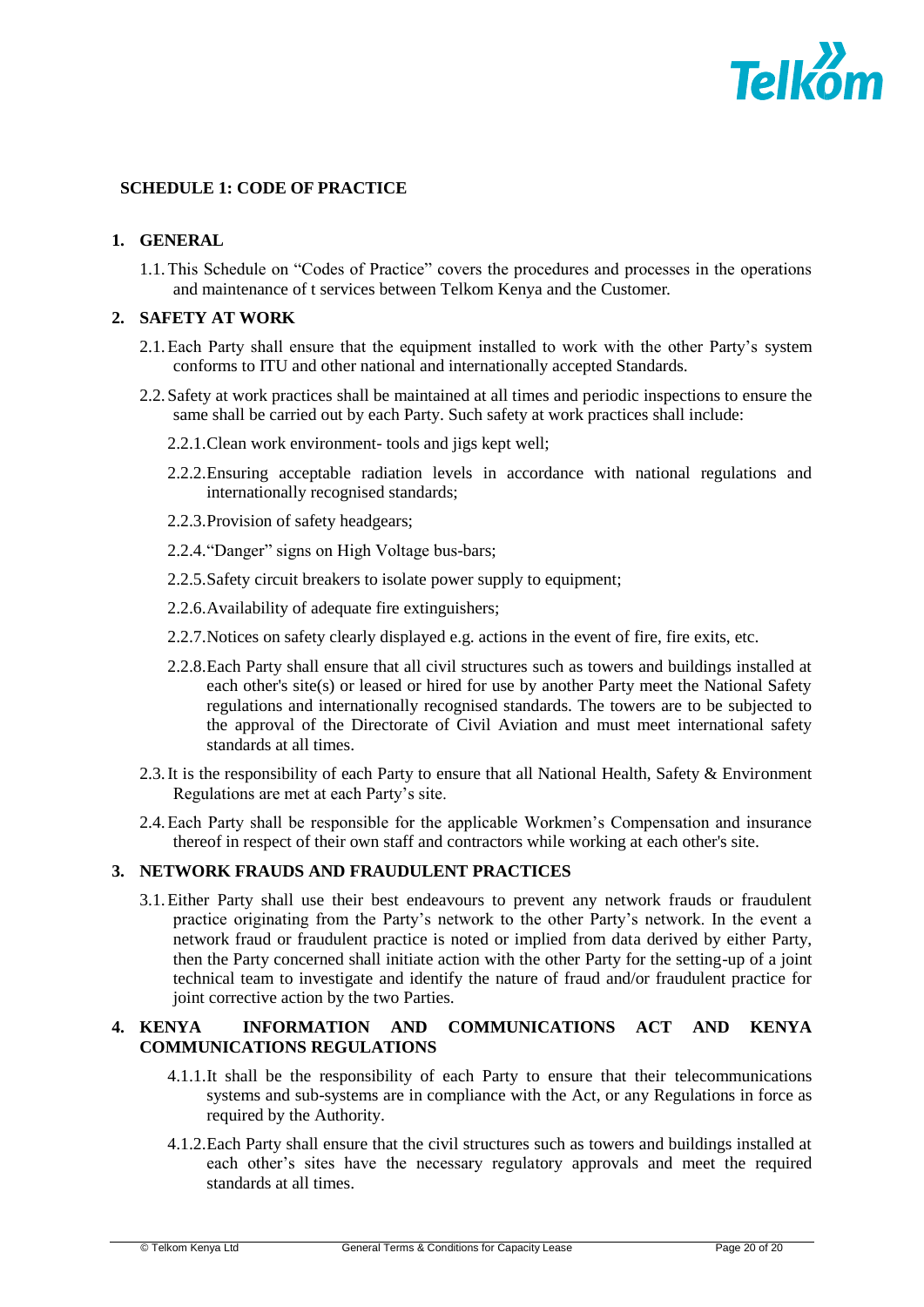## SCHEDULE 1: CODE OF PRACTICE

### 1. GENERAL

1.1. This Schedule on "Codes of Practice" covers the procedures and processes in the operations and maintenance of t services between Telkom Kenya and the Customer.

### 2. SAFETY AT WORK

2.1. Each Party shall ensure that the equipment installed to work with the other Party's system conforms to ITU and other national and internationally accepted Standards.

2.2. Safety at work practices shall be maintained at all times and periodic inspections to ensure the same shall be carried out by each Party. Such safety at work practices shall include:

2.2.1. Clean work environment- tools and jigs kept well;

2.2.2. Ensuring acceptable radiation levels in accordance with national regulations and internationally recognised standards;

2.2.3. Provision of safety headgears;

2.2.4. "Danger" signs on High Voltage bus-bars;

2.2.5. Safety circuit breakers to isolate power supply to equipment;

2.2.6. Availability of adequate fire extinguishers;

2.2.7. Notices on safety clearly displayed e.g. actions in the event of fire, fire exits, etc.

2.2.8. Each Party shall ensure that all civil structures such as towers and buildings installed at each other's site(s) or leased or hired for use by another Party meet the National Safety regulations and internationally recognised standards. The towers are to be subjected to the approval of the Directorate of Civil Aviation and must meet international safety standards at all times.

2.3. It is the responsibility of each Party to ensure that all National Health, Safety & Environment Regulations are met at each Party's site.

2.4. Each Party shall be responsible for the applicable Workmen's Compensation and insurance thereof in respect of their own staff and contractors while working at each other's site.

### 3. NETWORK FRAUDS AND FRAUDULENT PRACTICES

3.1. Either Party shall use their best endeavours to prevent any network frauds or fraudulent practice originating from the Party's network to the other Party's network. In the event a network fraud or fraudulent practice is noted or implied from data derived by either Party, then the Party concerned shall initiate action with the other Party for the setting-up of a joint technical team to investigate and identify the nature of fraud and/or fraudulent practice for joint corrective action by the two Parties.

### 4. KENYA INFORMATION AND COMMUNICATIONS ACT AND KENYA COMMUNICATIONS REGULATIONS

4.1.1. It shall be the responsibility of each Party to ensure that their telecommunications systems and sub-systems are in compliance with the Act, or any Regulations in force as required by the Authority.

4.1.2. Each Party shall ensure that the civil structures such as towers and buildings installed at each other's sites have the necessary regulatory approvals and meet the required standards at all times.